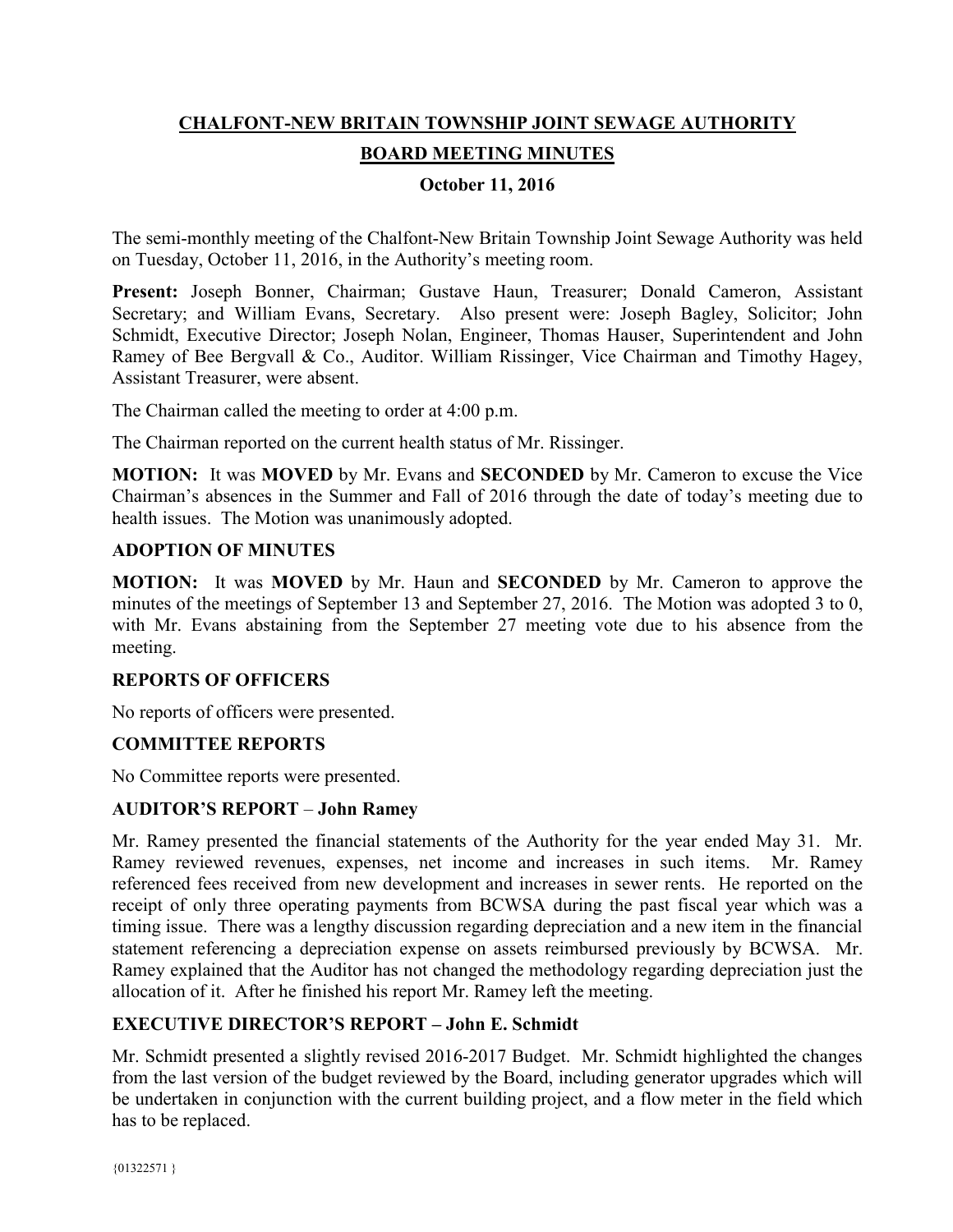# CHALFONT-NEW BRITAIN TOWNSHIP JOINT SEWAGE AUTHORITY

## BOARD MEETING MINUTES

### October 11, 2016

The semi-monthly meeting of the Chalfont-New Britain Township Joint Sewage Authority was held on Tuesday, October 11, 2016, in the Authority's meeting room.

**Present:** Joseph Bonner, Chairman; Gustave Haun, Treasurer; Donald Cameron, Assistant Secretary; and William Evans, Secretary. Also present were: Joseph Bagley, Solicitor; John Schmidt, Executive Director; Joseph Nolan, Engineer, Thomas Hauser, Superintendent and John Ramey of Bee Bergvall & Co., Auditor. William Rissinger, Vice Chairman and Timothy Hagey, Assistant Treasurer, were absent.

The Chairman called the meeting to order at 4:00 p.m.

The Chairman reported on the current health status of Mr. Rissinger.

**MOTION:** It was **MOVED** by Mr. Evans and **SECONDED** by Mr. Cameron to excuse the Vice Chairman's absences in the Summer and Fall of 2016 through the date of today's meeting due to health issues. The Motion was unanimously adopted.

**ADOPTION OF MINUTES**

**MOTION:** It was **MOVED** by Mr. Haun and **SECONDED** by Mr. Cameron to approve the minutes of the meetings of September 13 and September 27, 2016. The Motion was adopted 3 to 0, with Mr. Evans abstaining from the September 27 meeting vote due to his absence from the meeting.

**REPORTS OF OFFICERS**

No reports of officers were presented.

**COMMITTEE REPORTS**

No Committee reports were presented.

**AUDITOR'S REPORT** – **John Ramey**

Mr. Ramey presented the financial statements of the Authority for the year ended May 31. Mr. Ramey reviewed revenues, expenses, net income and increases in such items. Mr. Ramey referenced fees received from new development and increases in sewer rents. He reported on the receipt of only three operating payments from BCWSA during the past fiscal year which was a timing issue. There was a lengthy discussion regarding depreciation and a new item in the financial statement referencing a depreciation expense on assets reimbursed previously by BCWSA. Mr. Ramey explained that the Auditor has not changed the methodology regarding depreciation just the allocation of it. After he finished his report Mr. Ramey left the meeting.

**EXECUTIVE DIRECTOR'S REPORT – John E. Schmidt**

Mr. Schmidt presented a slightly revised 2016-2017 Budget. Mr. Schmidt highlighted the changes from the last version of the budget reviewed by the Board, including generator upgrades which will be undertaken in conjunction with the current building project, and a flow meter in the field which has to be replaced.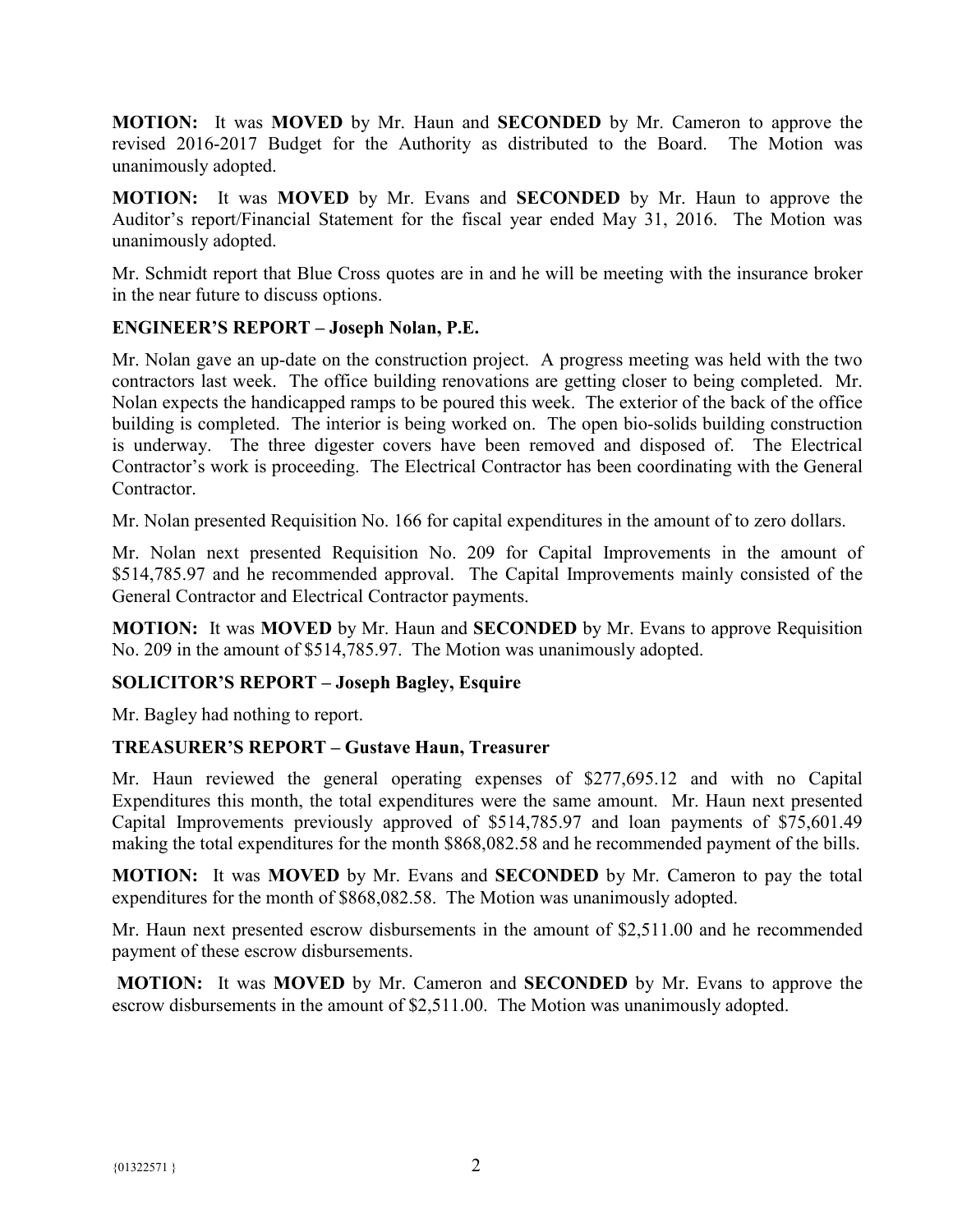**MOTION:** It was **MOVED** by Mr. Haun and **SECONDED** by Mr. Cameron to approve the revised 2016-2017 Budget for the Authority as distributed to the Board. The Motion was unanimously adopted.

**MOTION:** It was **MOVED** by Mr. Evans and **SECONDED** by Mr. Haun to approve the Auditor's report/Financial Statement for the fiscal year ended May 31, 2016. The Motion was unanimously adopted.

Mr. Schmidt report that Blue Cross quotes are in and he will be meeting with the insurance broker in the near future to discuss options.

**ENGINEER'S REPORT – Joseph Nolan, P.E.**

Mr. Nolan gave an up-date on the construction project. A progress meeting was held with the two contractors last week. The office building renovations are getting closer to being completed. Mr. Nolan expects the handicapped ramps to be poured this week. The exterior of the back of the office building is completed. The interior is being worked on. The open bio-solids building construction is underway. The three digester covers have been removed and disposed of. The Electrical Contractor's work is proceeding. The Electrical Contractor has been coordinating with the General Contractor.

Mr. Nolan presented Requisition No. 166 for capital expenditures in the amount of to zero dollars.

Mr. Nolan next presented Requisition No. 209 for Capital Improvements in the amount of $514,785.97 and he recommended approval. The Capital Improvements mainly consisted of the General Contractor and Electrical Contractor payments.

**MOTION:** It was **MOVED** by Mr. Haun and **SECONDED** by Mr. Evans to approve Requisition No. 209 in the amount of $514,785.97. The Motion was unanimously adopted.

**SOLICITOR'S REPORT – Joseph Bagley, Esquire**

Mr. Bagley had nothing to report.

**TREASURER'S REPORT – Gustave Haun, Treasurer**

Mr. Haun reviewed the general operating expenses of $277,695.12 and with no Capital Expenditures this month, the total expenditures were the same amount. Mr. Haun next presented Capital Improvements previously approved of $514,785.97 and loan payments of $75,601.49 making the total expenditures for the month $868,082.58 and he recommended payment of the bills.

**MOTION:** It was **MOVED** by Mr. Evans and **SECONDED** by Mr. Cameron to pay the total expenditures for the month of $868,082.58. The Motion was unanimously adopted.

Mr. Haun next presented escrow disbursements in the amount of $2,511.00 and he recommended payment of these escrow disbursements.

**MOTION:** It was **MOVED** by Mr. Cameron and **SECONDED** by Mr. Evans to approve the escrow disbursements in the amount of $2,511.00. The Motion was unanimously adopted.

{01322571 }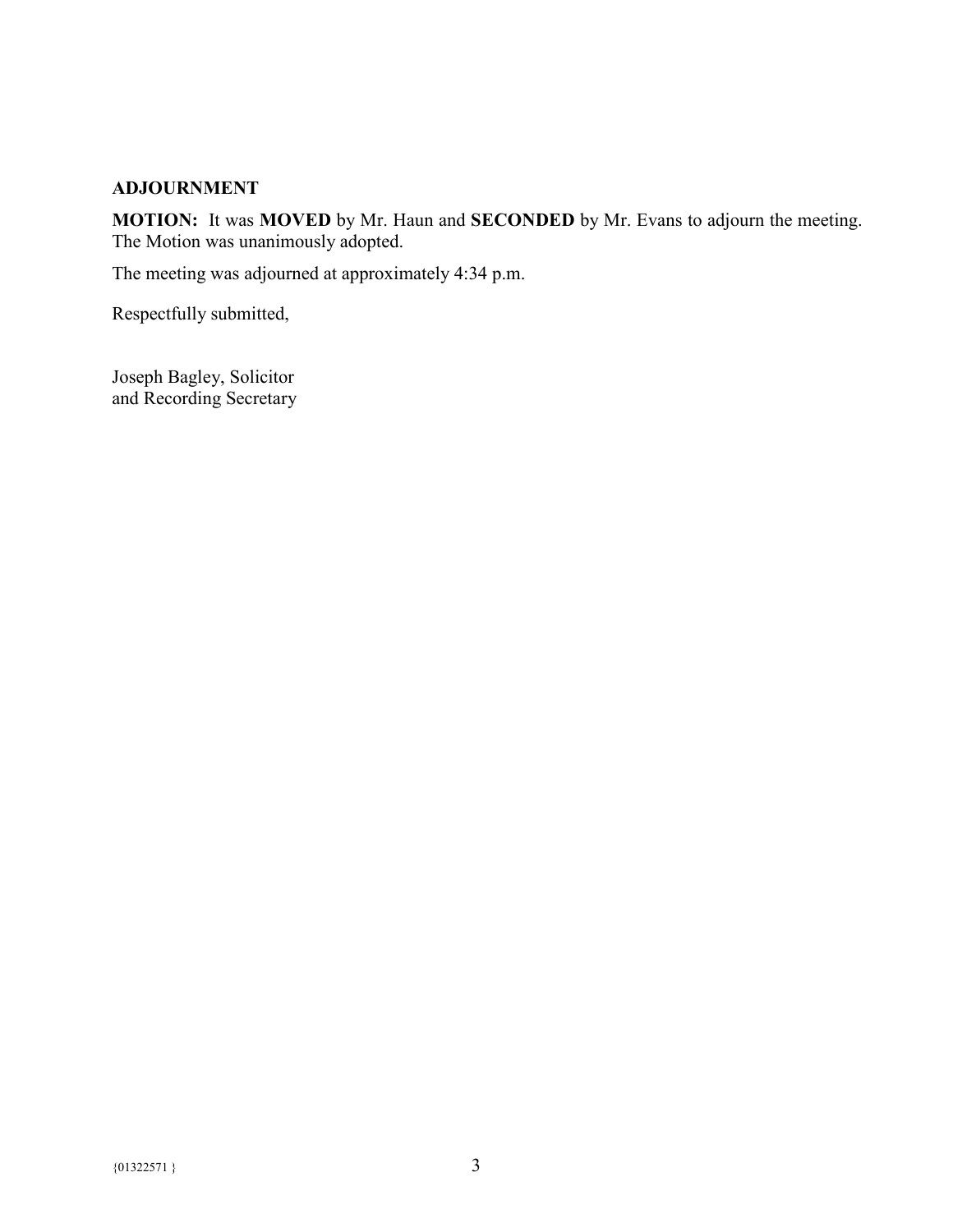## ADJOURNMENT

**MOTION:** It was **MOVED** by Mr. Haun and **SECONDED** by Mr. Evans to adjourn the meeting. The Motion was unanimously adopted.

The meeting was adjourned at approximately 4:34 p.m.

Respectfully submitted,

Joseph Bagley, Solicitor
and Recording Secretary